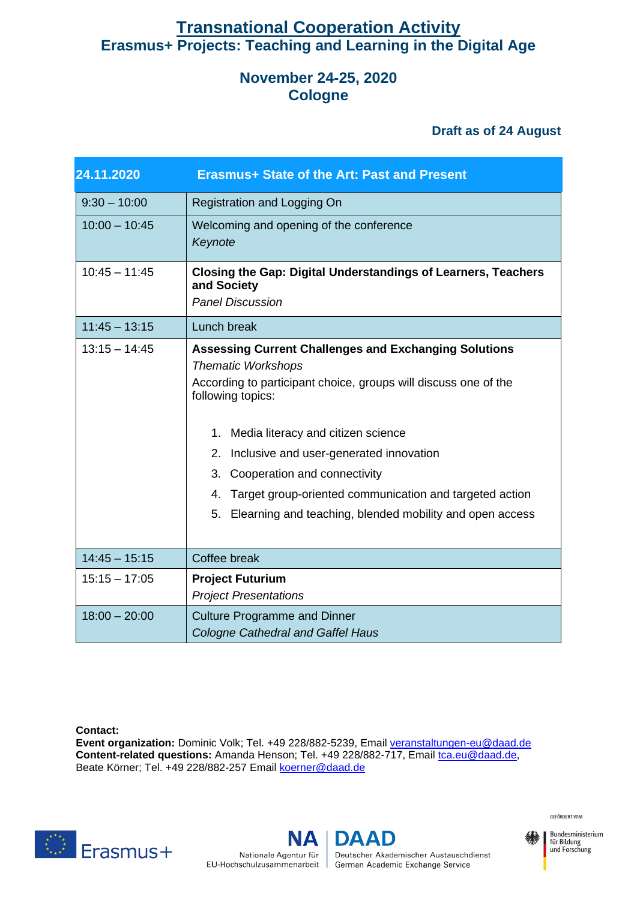# Transnational Cooperation Activity

## Erasmus+ Projects: Teaching and Learning in the Digital Age

### November 24-25, 2020
### Cologne

**Draft as of 24 August**

| 24.11.2020 | Erasmus+ State of the Art: Past and Present |
|---|---|
| 9:30 – 10:00 | Registration and Logging On |
| 10:00 – 10:45 | Welcoming and opening of the conference<br>*Keynote* |
| 10:45 – 11:45 | **Closing the Gap: Digital Understandings of Learners, Teachers and Society**<br>*Panel Discussion* |
| 11:45 – 13:15 | Lunch break |
| 13:15 – 14:45 | **Assessing Current Challenges and Exchanging Solutions**<br>*Thematic Workshops*<br>According to participant choice, groups will discuss one of the following topics:<br>1. Media literacy and citizen science<br>2. Inclusive and user-generated innovation<br>3. Cooperation and connectivity<br>4. Target group-oriented communication and targeted action<br>5. Elearning and teaching, blended mobility and open access |
| 14:45 – 15:15 | Coffee break |
| 15:15 – 17:05 | **Project Futurium**<br>*Project Presentations* |
| 18:00 – 20:00 | Culture Programme and Dinner<br>*Cologne Cathedral and Gaffel Haus* |

**Contact:**
**Event organization:** Dominic Volk; Tel. +49 228/882-5239, Email veranstaltungen-eu@daad.de
**Content-related questions:** Amanda Henson; Tel. +49 228/882-717, Email tca.eu@daad.de, Beate Körner; Tel. +49 228/882-257 Email koerner@daad.de

Erasmus+

NA – Nationale Agentur für EU-Hochschulzusammenarbeit | DAAD – Deutscher Akademischer Austauschdienst – German Academic Exchange Service

GEFÖRDERT VOM Bundesministerium für Bildung und Forschung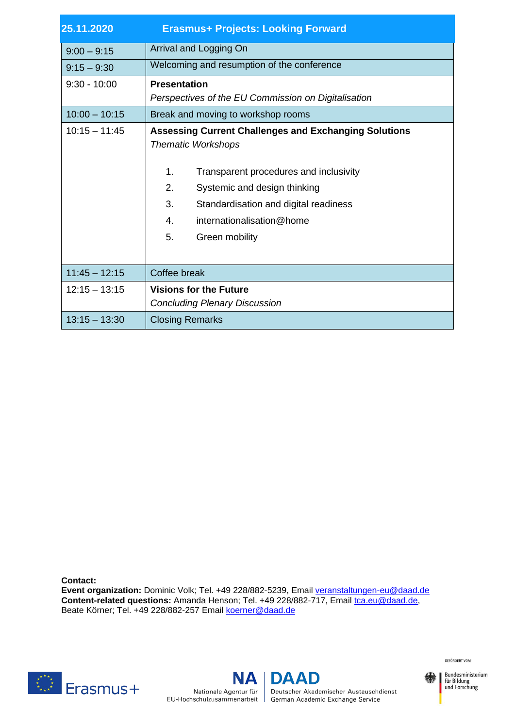| 25.11.2020 | Erasmus+ Projects: Looking Forward |
| --- | --- |
| 9:00 – 9:15 | Arrival and Logging On |
| 9:15 – 9:30 | Welcoming and resumption of the conference |
| 9:30 - 10:00 | **Presentation**<br>*Perspectives of the EU Commission on Digitalisation* |
| 10:00 – 10:15 | Break and moving to workshop rooms |
| 10:15 – 11:45 | **Assessing Current Challenges and Exchanging Solutions**<br>*Thematic Workshops*<br><br>1. Transparent procedures and inclusivity<br>2. Systemic and design thinking<br>3. Standardisation and digital readiness<br>4. internationalisation@home<br>5. Green mobility |
| 11:45 – 12:15 | Coffee break |
| 12:15 – 13:15 | **Visions for the Future**<br>*Concluding Plenary Discussion* |
| 13:15 – 13:30 | Closing Remarks |

**Contact:**
**Event organization:** Dominic Volk; Tel. +49 228/882-5239, Email veranstaltungen-eu@daad.de
**Content-related questions:** Amanda Henson; Tel. +49 228/882-717, Email tca.eu@daad.de, Beate Körner; Tel. +49 228/882-257 Email koerner@daad.de

Erasmus+

NA Nationale Agentur für EU-Hochschulzusammenarbeit

DAAD Deutscher Akademischer Austauschdienst German Academic Exchange Service

GEFÖRDERT VOM Bundesministerium für Bildung und Forschung